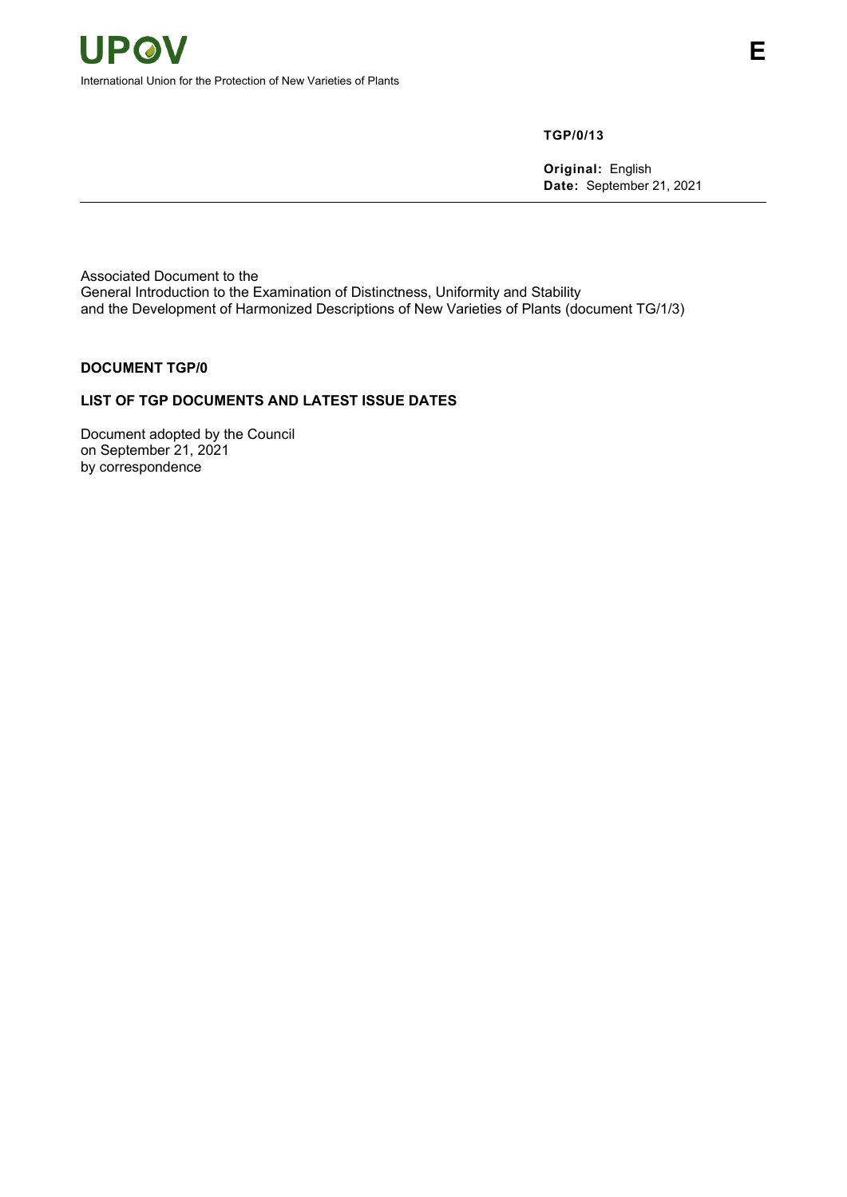UPOV

International Union for the Protection of New Varieties of Plants

E

**TGP/0/13**

**Original:** English
**Date:** September 21, 2021

Associated Document to the
General Introduction to the Examination of Distinctness, Uniformity and Stability
and the Development of Harmonized Descriptions of New Varieties of Plants (document TG/1/3)

## DOCUMENT TGP/0

## LIST OF TGP DOCUMENTS AND LATEST ISSUE DATES

Document adopted by the Council
on September 21, 2021
by correspondence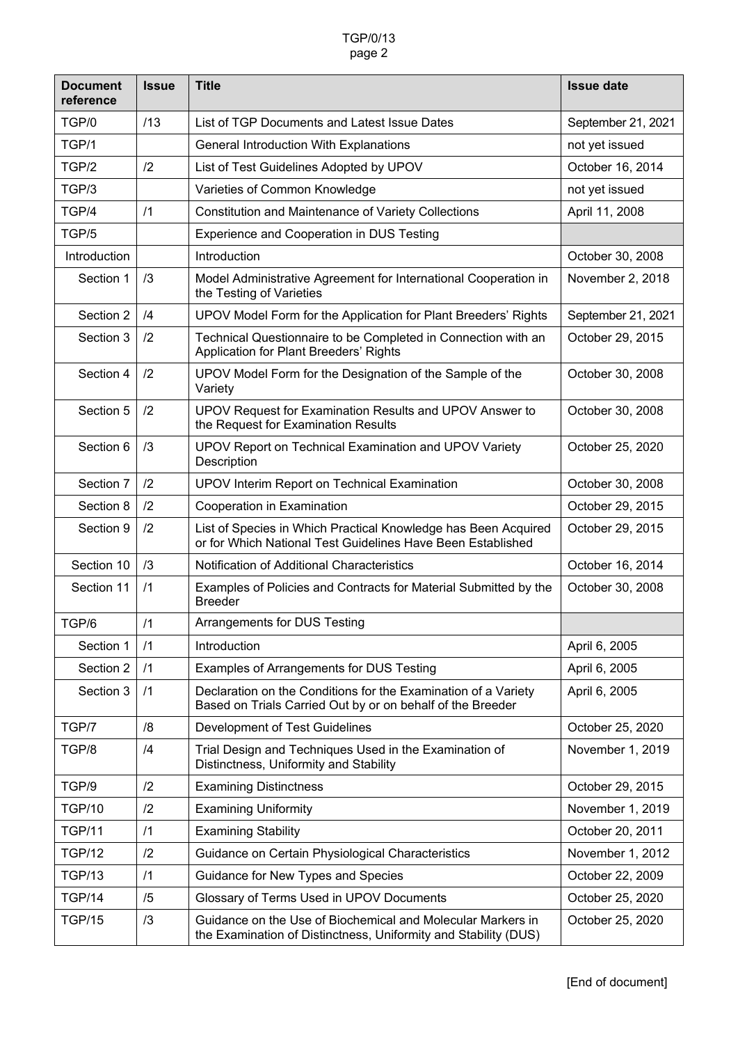| Document reference | Issue | Title | Issue date |
|---|---|---|---|
| TGP/0 | /13 | List of TGP Documents and Latest Issue Dates | September 21, 2021 |
| TGP/1 | | General Introduction With Explanations | not yet issued |
| TGP/2 | /2 | List of Test Guidelines Adopted by UPOV | October 16, 2014 |
| TGP/3 | | Varieties of Common Knowledge | not yet issued |
| TGP/4 | /1 | Constitution and Maintenance of Variety Collections | April 11, 2008 |
| TGP/5 | | Experience and Cooperation in DUS Testing | |
| Introduction | | Introduction | October 30, 2008 |
| Section 1 | /3 | Model Administrative Agreement for International Cooperation in the Testing of Varieties | November 2, 2018 |
| Section 2 | /4 | UPOV Model Form for the Application for Plant Breeders' Rights | September 21, 2021 |
| Section 3 | /2 | Technical Questionnaire to be Completed in Connection with an Application for Plant Breeders' Rights | October 29, 2015 |
| Section 4 | /2 | UPOV Model Form for the Designation of the Sample of the Variety | October 30, 2008 |
| Section 5 | /2 | UPOV Request for Examination Results and UPOV Answer to the Request for Examination Results | October 30, 2008 |
| Section 6 | /3 | UPOV Report on Technical Examination and UPOV Variety Description | October 25, 2020 |
| Section 7 | /2 | UPOV Interim Report on Technical Examination | October 30, 2008 |
| Section 8 | /2 | Cooperation in Examination | October 29, 2015 |
| Section 9 | /2 | List of Species in Which Practical Knowledge has Been Acquired or for Which National Test Guidelines Have Been Established | October 29, 2015 |
| Section 10 | /3 | Notification of Additional Characteristics | October 16, 2014 |
| Section 11 | /1 | Examples of Policies and Contracts for Material Submitted by the Breeder | October 30, 2008 |
| TGP/6 | /1 | Arrangements for DUS Testing | |
| Section 1 | /1 | Introduction | April 6, 2005 |
| Section 2 | /1 | Examples of Arrangements for DUS Testing | April 6, 2005 |
| Section 3 | /1 | Declaration on the Conditions for the Examination of a Variety Based on Trials Carried Out by or on behalf of the Breeder | April 6, 2005 |
| TGP/7 | /8 | Development of Test Guidelines | October 25, 2020 |
| TGP/8 | /4 | Trial Design and Techniques Used in the Examination of Distinctness, Uniformity and Stability | November 1, 2019 |
| TGP/9 | /2 | Examining Distinctness | October 29, 2015 |
| TGP/10 | /2 | Examining Uniformity | November 1, 2019 |
| TGP/11 | /1 | Examining Stability | October 20, 2011 |
| TGP/12 | /2 | Guidance on Certain Physiological Characteristics | November 1, 2012 |
| TGP/13 | /1 | Guidance for New Types and Species | October 22, 2009 |
| TGP/14 | /5 | Glossary of Terms Used in UPOV Documents | October 25, 2020 |
| TGP/15 | /3 | Guidance on the Use of Biochemical and Molecular Markers in the Examination of Distinctness, Uniformity and Stability (DUS) | October 25, 2020 |

[End of document]